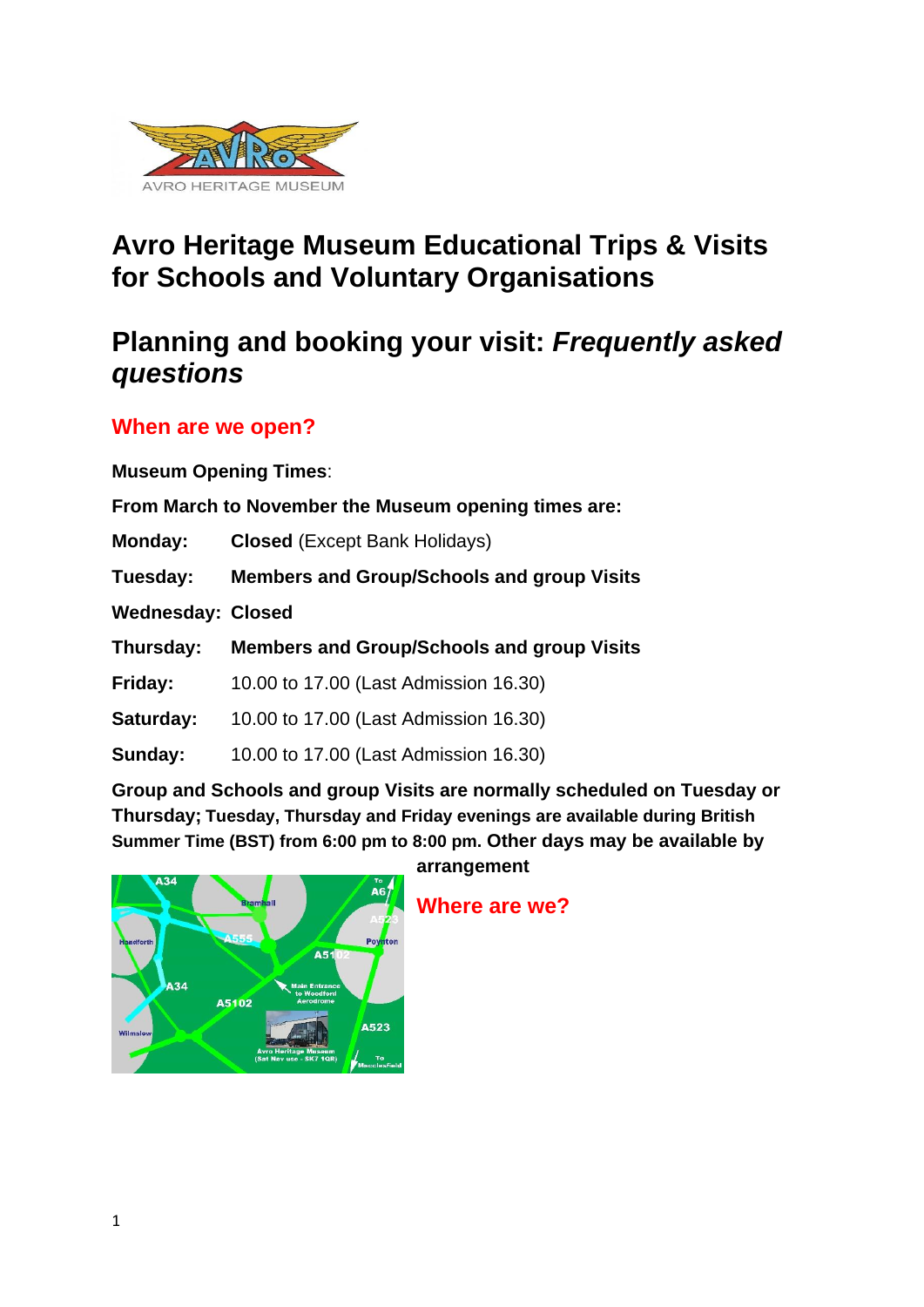# Avro Heritage Museum Educational Trips & Visits for Schools and Voluntary Organisations

## Planning and booking your visit: *Frequently asked questions*

### When are we open?

**Museum Opening Times**:

**From March to November the Museum opening times are:**

| | |
|---|---|
| **Monday:** | **Closed** (Except Bank Holidays) |
| **Tuesday:** | **Members and Group/Schools and group Visits** |
| **Wednesday:** | **Closed** |
| **Thursday:** | **Members and Group/Schools and group Visits** |
| **Friday:** | 10.00 to 17.00 (Last Admission 16.30) |
| **Saturday:** | 10.00 to 17.00 (Last Admission 16.30) |
| **Sunday:** | 10.00 to 17.00 (Last Admission 16.30) |

**Group and Schools and group Visits are normally scheduled on Tuesday or Thursday; Tuesday, Thursday and Friday evenings are available during British Summer Time (BST) from 6:00 pm to 8:00 pm. Other days may be available by arrangement**

### Where are we?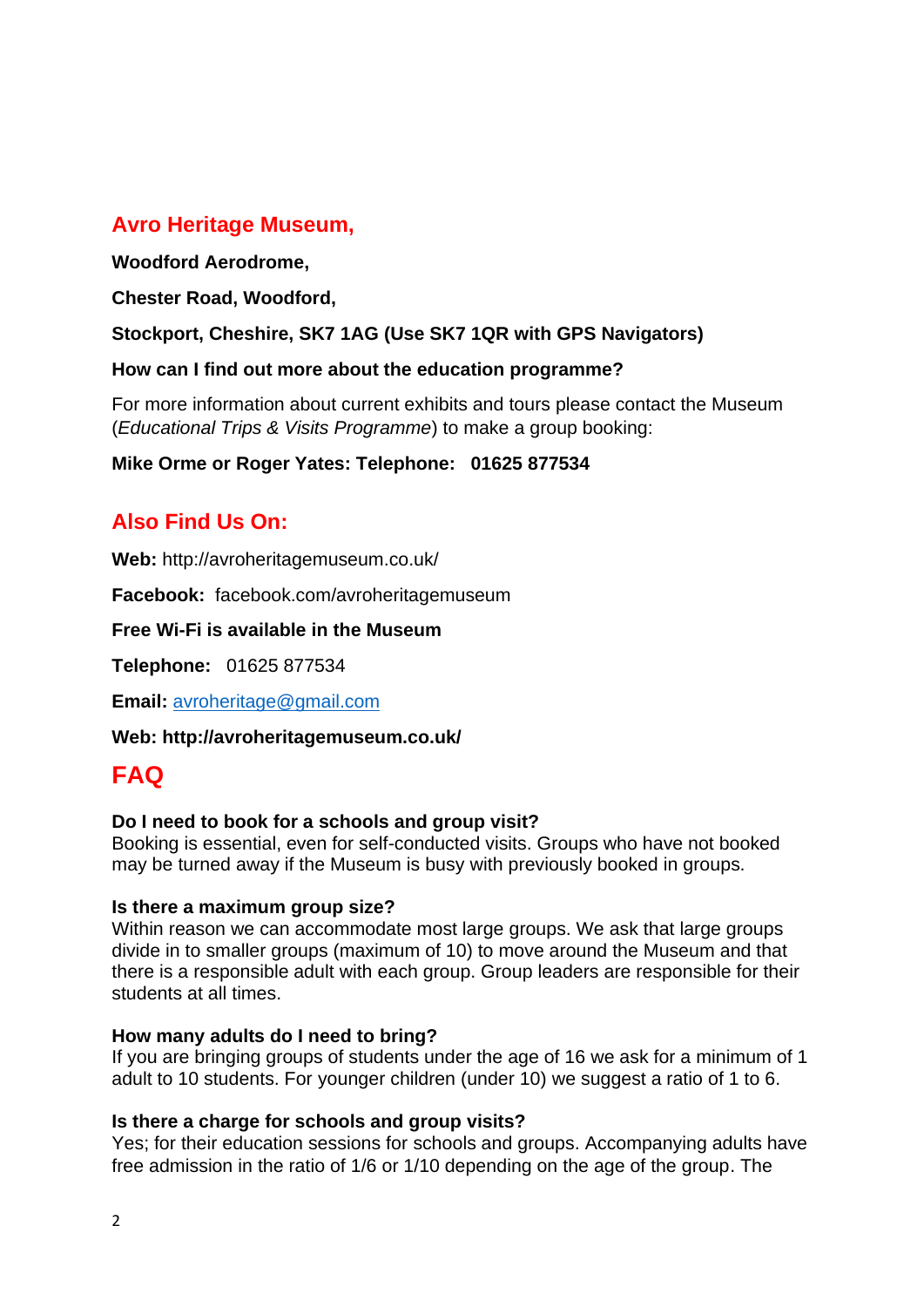## Avro Heritage Museum,

**Woodford Aerodrome,**

**Chester Road, Woodford,**

**Stockport, Cheshire, SK7 1AG (Use SK7 1QR with GPS Navigators)**

**How can I find out more about the education programme?**

For more information about current exhibits and tours please contact the Museum (*Educational Trips & Visits Programme*) to make a group booking:

**Mike Orme or Roger Yates: Telephone: 01625 877534**

## Also Find Us On:

**Web:** http://avroheritagemuseum.co.uk/

**Facebook:** facebook.com/avroheritagemuseum

**Free Wi-Fi is available in the Museum**

**Telephone:** 01625 877534

**Email:** avroheritage@gmail.com

**Web: http://avroheritagemuseum.co.uk/**

# FAQ

**Do I need to book for a schools and group visit?**
Booking is essential, even for self-conducted visits. Groups who have not booked may be turned away if the Museum is busy with previously booked in groups.

**Is there a maximum group size?**
Within reason we can accommodate most large groups. We ask that large groups divide in to smaller groups (maximum of 10) to move around the Museum and that there is a responsible adult with each group. Group leaders are responsible for their students at all times.

**How many adults do I need to bring?**
If you are bringing groups of students under the age of 16 we ask for a minimum of 1 adult to 10 students. For younger children (under 10) we suggest a ratio of 1 to 6.

**Is there a charge for schools and group visits?**
Yes; for their education sessions for schools and groups. Accompanying adults have free admission in the ratio of 1/6 or 1/10 depending on the age of the group. The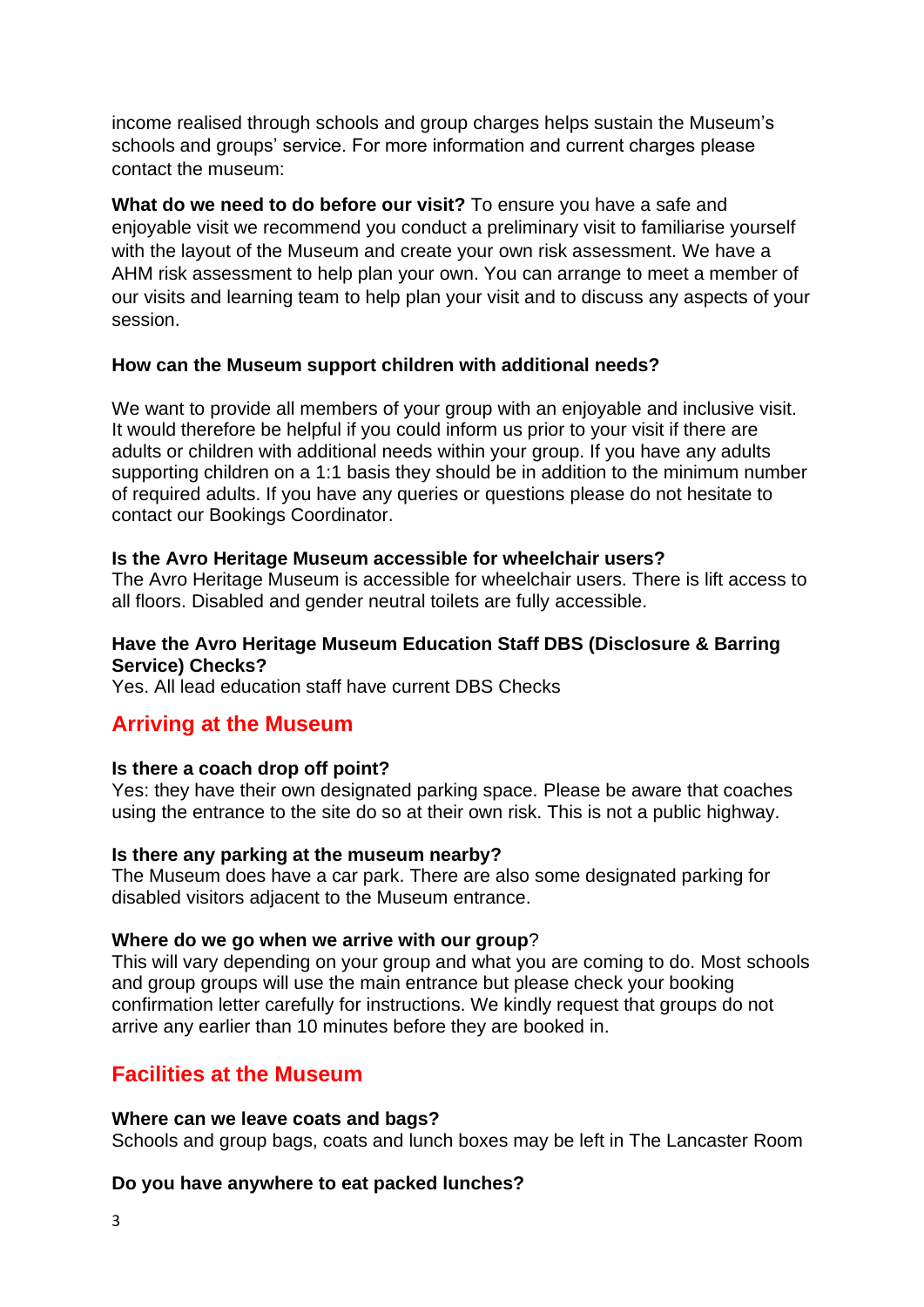income realised through schools and group charges helps sustain the Museum's schools and groups' service. For more information and current charges please contact the museum:

**What do we need to do before our visit?** To ensure you have a safe and enjoyable visit we recommend you conduct a preliminary visit to familiarise yourself with the layout of the Museum and create your own risk assessment. We have a AHM risk assessment to help plan your own. You can arrange to meet a member of our visits and learning team to help plan your visit and to discuss any aspects of your session.

**How can the Museum support children with additional needs?**

We want to provide all members of your group with an enjoyable and inclusive visit. It would therefore be helpful if you could inform us prior to your visit if there are adults or children with additional needs within your group. If you have any adults supporting children on a 1:1 basis they should be in addition to the minimum number of required adults. If you have any queries or questions please do not hesitate to contact our Bookings Coordinator.

**Is the Avro Heritage Museum accessible for wheelchair users?**
The Avro Heritage Museum is accessible for wheelchair users. There is lift access to all floors. Disabled and gender neutral toilets are fully accessible.

**Have the Avro Heritage Museum Education Staff DBS (Disclosure & Barring Service) Checks?**
Yes. All lead education staff have current DBS Checks

## Arriving at the Museum

**Is there a coach drop off point?**
Yes: they have their own designated parking space. Please be aware that coaches using the entrance to the site do so at their own risk. This is not a public highway.

**Is there any parking at the museum nearby?**
The Museum does have a car park. There are also some designated parking for disabled visitors adjacent to the Museum entrance.

**Where do we go when we arrive with our group**?
This will vary depending on your group and what you are coming to do. Most schools and group groups will use the main entrance but please check your booking confirmation letter carefully for instructions. We kindly request that groups do not arrive any earlier than 10 minutes before they are booked in.

## Facilities at the Museum

**Where can we leave coats and bags?**
Schools and group bags, coats and lunch boxes may be left in The Lancaster Room

**Do you have anywhere to eat packed lunches?**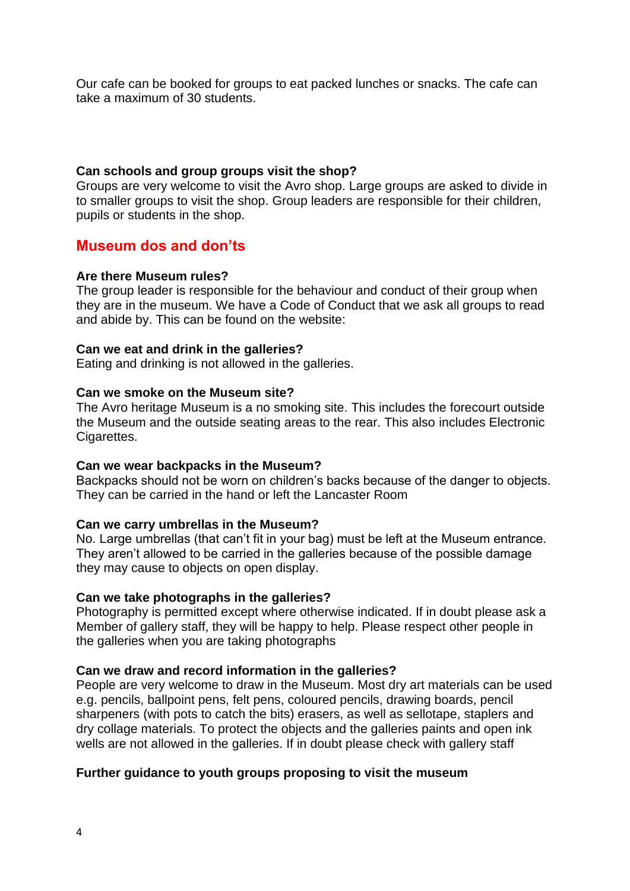Our cafe can be booked for groups to eat packed lunches or snacks. The cafe can take a maximum of 30 students.

**Can schools and group groups visit the shop?**
Groups are very welcome to visit the Avro shop. Large groups are asked to divide in to smaller groups to visit the shop. Group leaders are responsible for their children, pupils or students in the shop.

## Museum dos and don'ts

**Are there Museum rules?**
The group leader is responsible for the behaviour and conduct of their group when they are in the museum. We have a Code of Conduct that we ask all groups to read and abide by. This can be found on the website:

**Can we eat and drink in the galleries?**
Eating and drinking is not allowed in the galleries.

**Can we smoke on the Museum site?**
The Avro heritage Museum is a no smoking site. This includes the forecourt outside the Museum and the outside seating areas to the rear. This also includes Electronic Cigarettes.

**Can we wear backpacks in the Museum?**
Backpacks should not be worn on children's backs because of the danger to objects. They can be carried in the hand or left the Lancaster Room

**Can we carry umbrellas in the Museum?**
No. Large umbrellas (that can't fit in your bag) must be left at the Museum entrance. They aren't allowed to be carried in the galleries because of the possible damage they may cause to objects on open display.

**Can we take photographs in the galleries?**
Photography is permitted except where otherwise indicated. If in doubt please ask a Member of gallery staff, they will be happy to help. Please respect other people in the galleries when you are taking photographs

**Can we draw and record information in the galleries?**
People are very welcome to draw in the Museum. Most dry art materials can be used e.g. pencils, ballpoint pens, felt pens, coloured pencils, drawing boards, pencil sharpeners (with pots to catch the bits) erasers, as well as sellotape, staplers and dry collage materials. To protect the objects and the galleries paints and open ink wells are not allowed in the galleries. If in doubt please check with gallery staff

**Further guidance to youth groups proposing to visit the museum**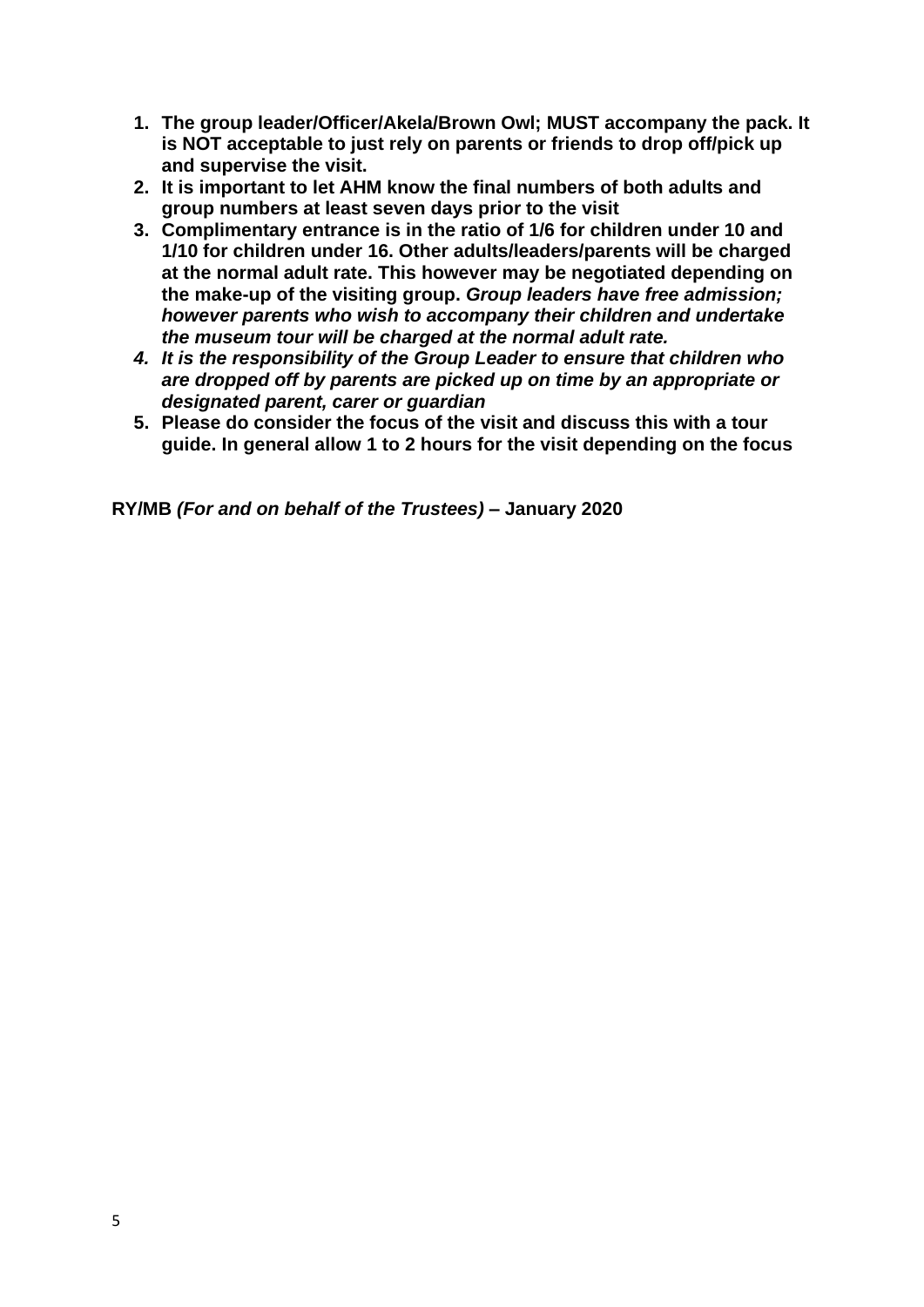1. **The group leader/Officer/Akela/Brown Owl; MUST accompany the pack. It is NOT acceptable to just rely on parents or friends to drop off/pick up and supervise the visit.**
2. **It is important to let AHM know the final numbers of both adults and group numbers at least seven days prior to the visit**
3. **Complimentary entrance is in the ratio of 1/6 for children under 10 and 1/10 for children under 16. Other adults/leaders/parents will be charged at the normal adult rate. This however may be negotiated depending on the make-up of the visiting group. *Group leaders have free admission; however parents who wish to accompany their children and undertake the museum tour will be charged at the normal adult rate.***
4. ***It is the responsibility of the Group Leader to ensure that children who are dropped off by parents are picked up on time by an appropriate or designated parent, carer or guardian***
5. **Please do consider the focus of the visit and discuss this with a tour guide. In general allow 1 to 2 hours for the visit depending on the focus**

**RY/MB *(For and on behalf of the Trustees)* – January 2020**